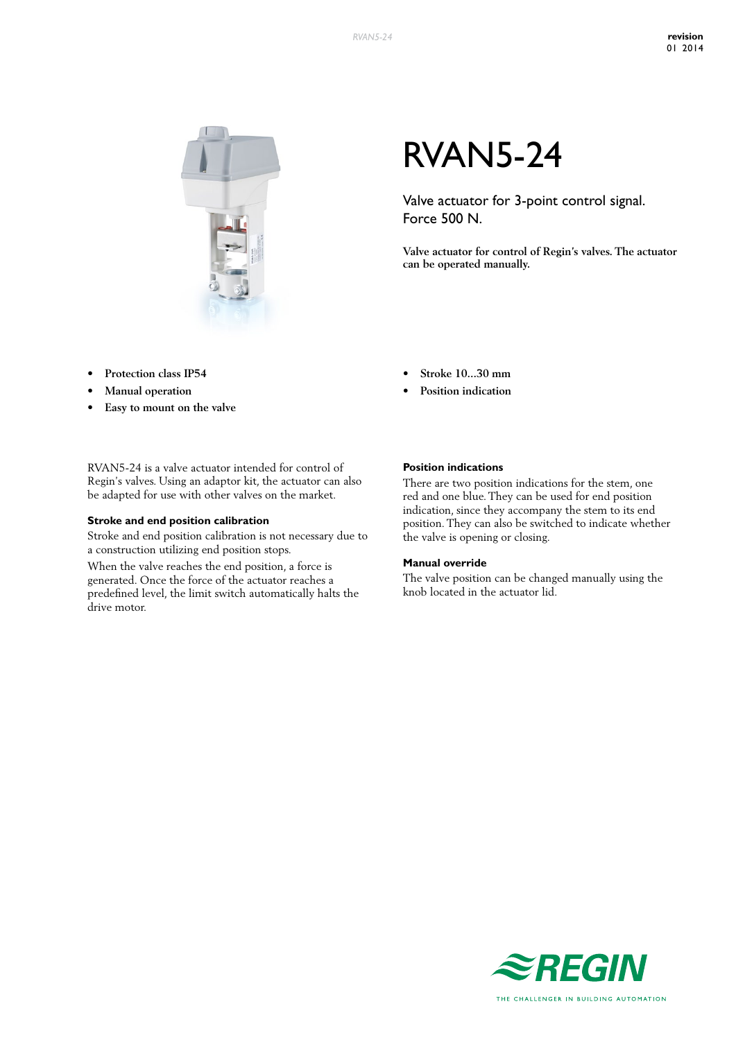# RVAN5-24

Valve actuator for 3-point control signal.
Force 500 N.

**Valve actuator for control of Regin's valves. The actuator can be operated manually.**

- **Protection class IP54**
- **Manual operation**
- **Easy to mount on the valve**
- **Stroke 10...30 mm**
- **Position indication**

RVAN5-24 is a valve actuator intended for control of Regin's valves. Using an adaptor kit, the actuator can also be adapted for use with other valves on the market.

### Stroke and end position calibration

Stroke and end position calibration is not necessary due to a construction utilizing end position stops.

When the valve reaches the end position, a force is generated. Once the force of the actuator reaches a predefined level, the limit switch automatically halts the drive motor.

### Position indications

There are two position indications for the stem, one red and one blue. They can be used for end position indication, since they accompany the stem to its end position. They can also be switched to indicate whether the valve is opening or closing.

### Manual override

The valve position can be changed manually using the knob located in the actuator lid.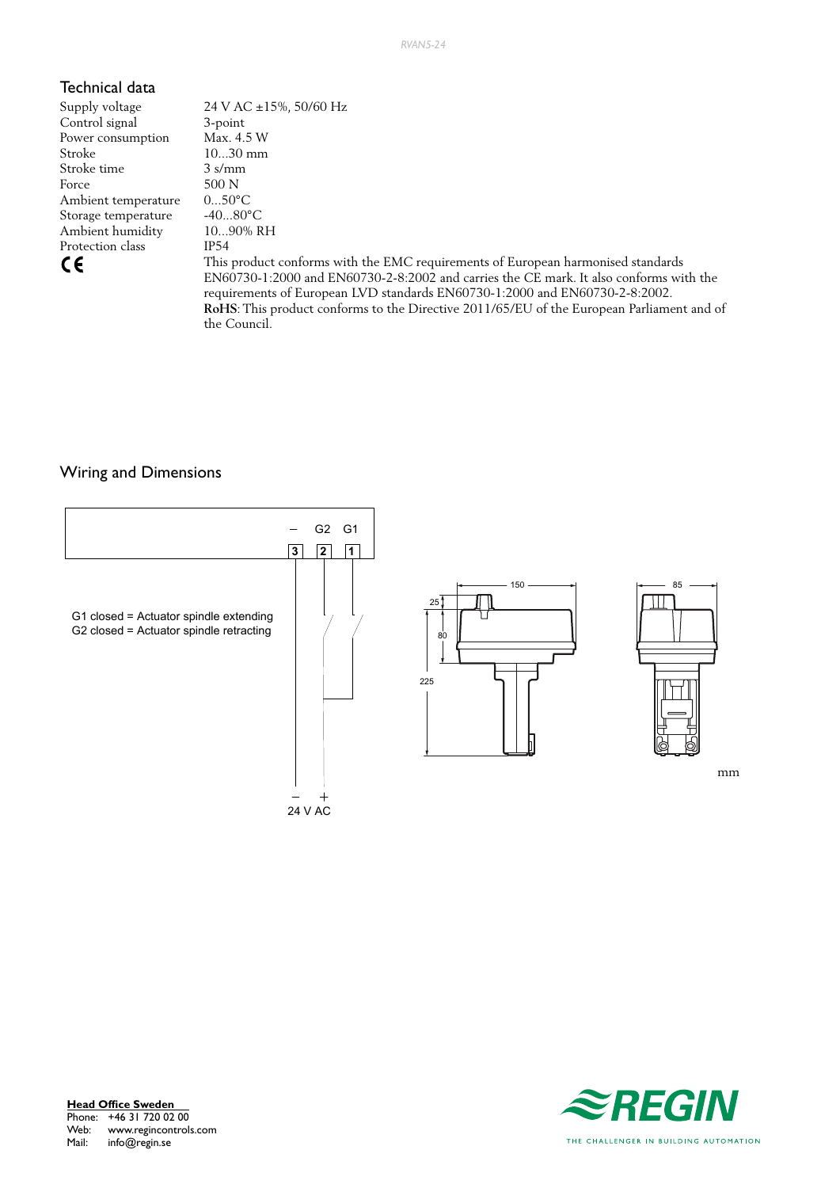## Technical data

| | |
|---|---|
| Supply voltage | 24 V AC ±15%, 50/60 Hz |
| Control signal | 3-point |
| Power consumption | Max. 4.5 W |
| Stroke | 10...30 mm |
| Stroke time | 3 s/mm |
| Force | 500 N |
| Ambient temperature | 0...50°C |
| Storage temperature | -40...80°C |
| Ambient humidity | 10...90% RH |
| Protection class | IP54 |
| CE | This product conforms with the EMC requirements of European harmonised standards EN60730-1:2000 and EN60730-2-8:2002 and carries the CE mark. It also conforms with the requirements of European LVD standards EN60730-1:2000 and EN60730-2-8:2002.<br>**RoHS**: This product conforms to the Directive 2011/65/EU of the European Parliament and of the Council. |

## Wiring and Dimensions

– G2 G1

3 2 1

G1 closed = Actuator spindle extending
G2 closed = Actuator spindle retracting

– +
24 V AC

150
25
80
225
85

mm

**Head Office Sweden**
Phone: +46 31 720 02 00
Web: www.regincontrols.com
Mail: info@regin.se

REGIN
THE CHALLENGER IN BUILDING AUTOMATION